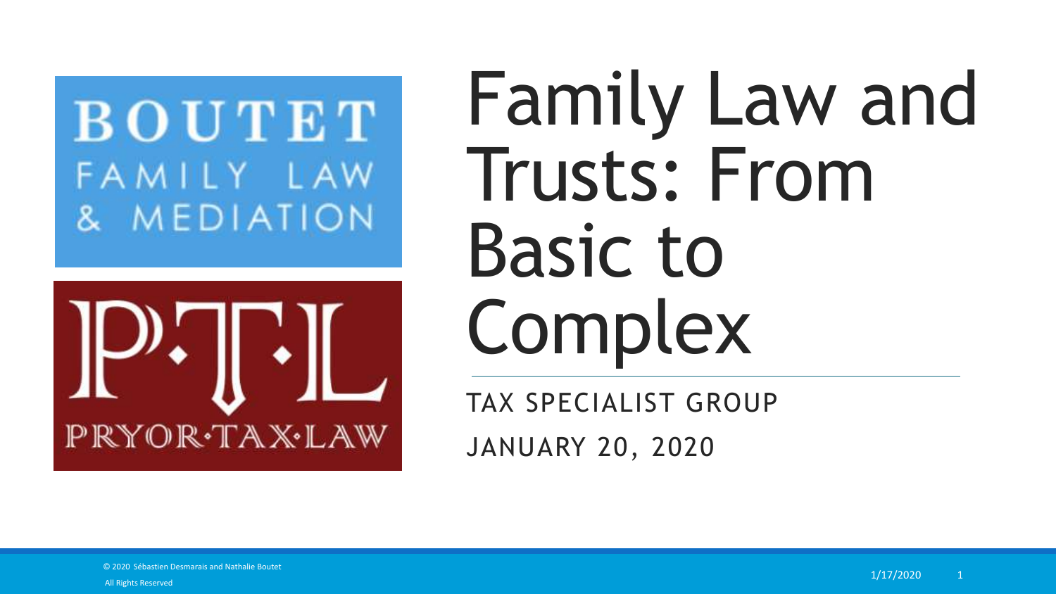BOUTET
FAMILY LAW
& MEDIATION

P·T·L
PRYOR·TAX·LAW

# Family Law and Trusts: From Basic to Complex

TAX SPECIALIST GROUP

JANUARY 20, 2020

© 2020 Sébastien Desmarais and Nathalie Boutet

All Rights Reserved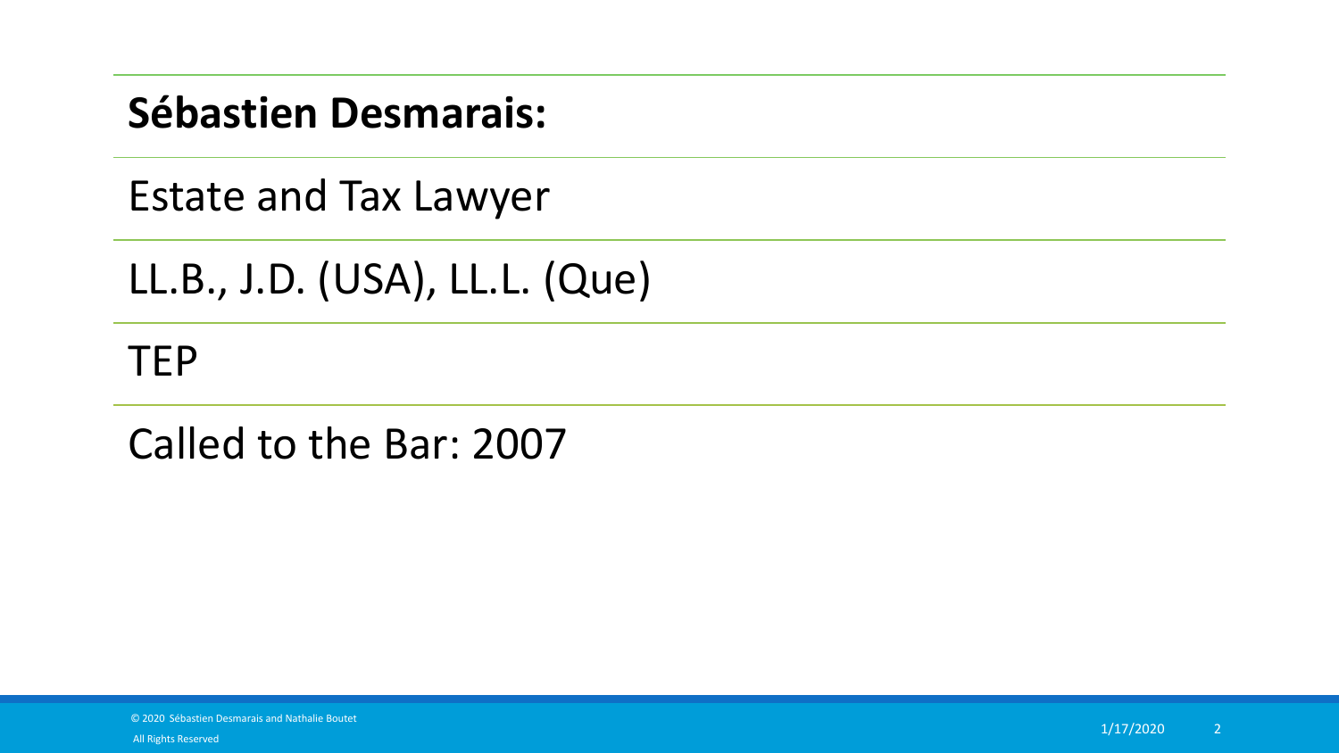**Sébastien Desmarais:**

Estate and Tax Lawyer

LL.B., J.D. (USA), LL.L. (Que)

TEP

Called to the Bar: 2007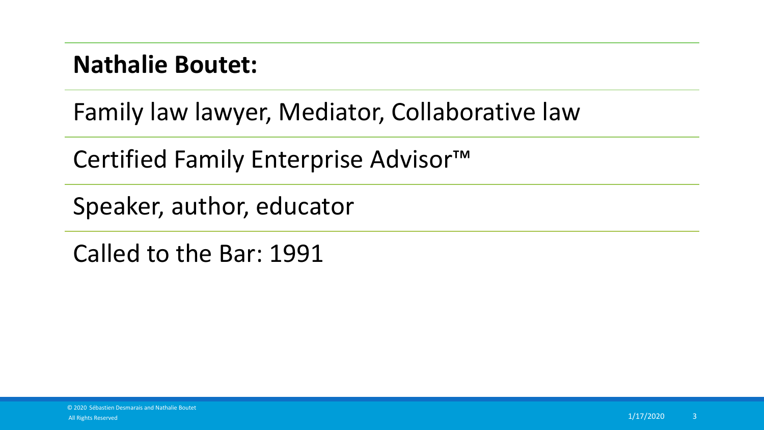## Nathalie Boutet:

Family law lawyer, Mediator, Collaborative law

Certified Family Enterprise Advisor™

Speaker, author, educator

Called to the Bar: 1991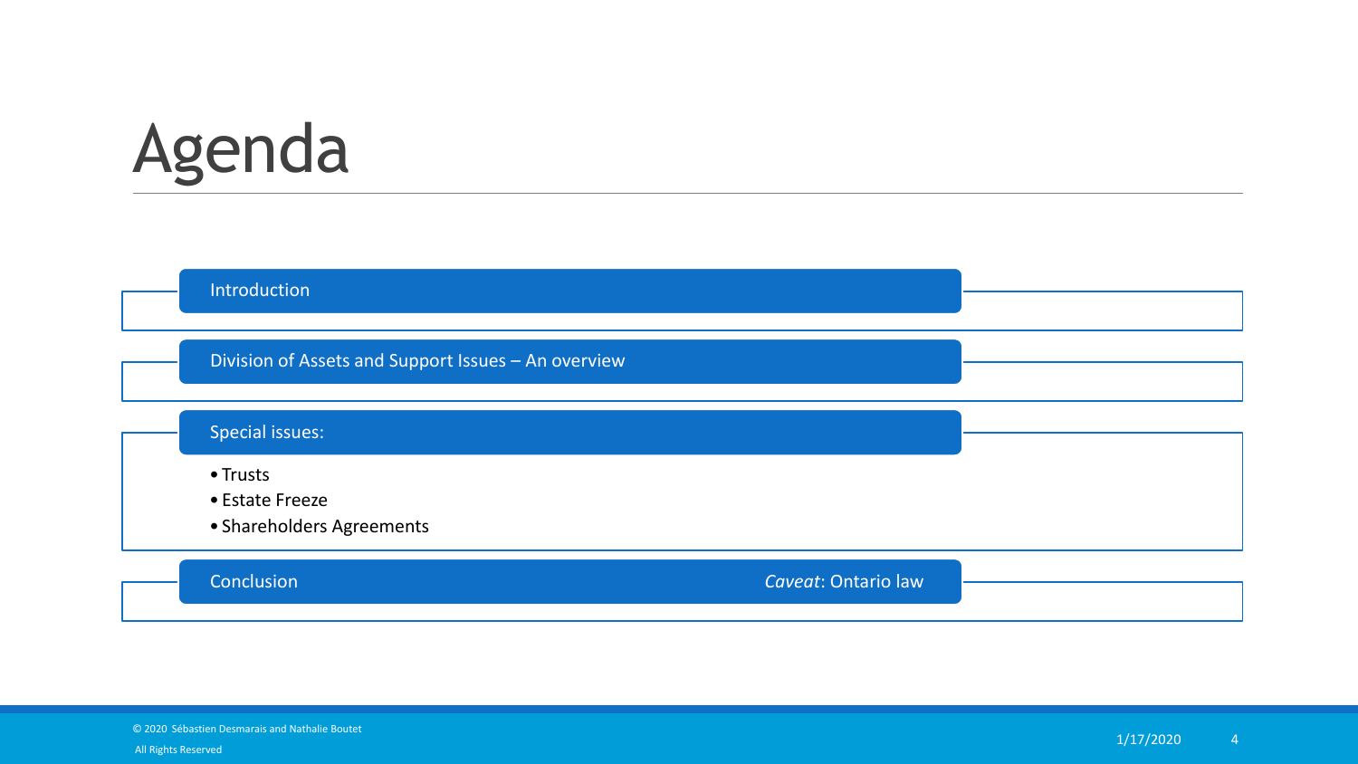# Agenda

- Introduction
- Division of Assets and Support Issues – An overview
- Special issues:
  - Trusts
  - Estate Freeze
  - Shareholders Agreements
- Conclusion

*Caveat*: Ontario law

© 2020 Sébastien Desmarais and Nathalie Boutet
All Rights Reserved

1/17/2020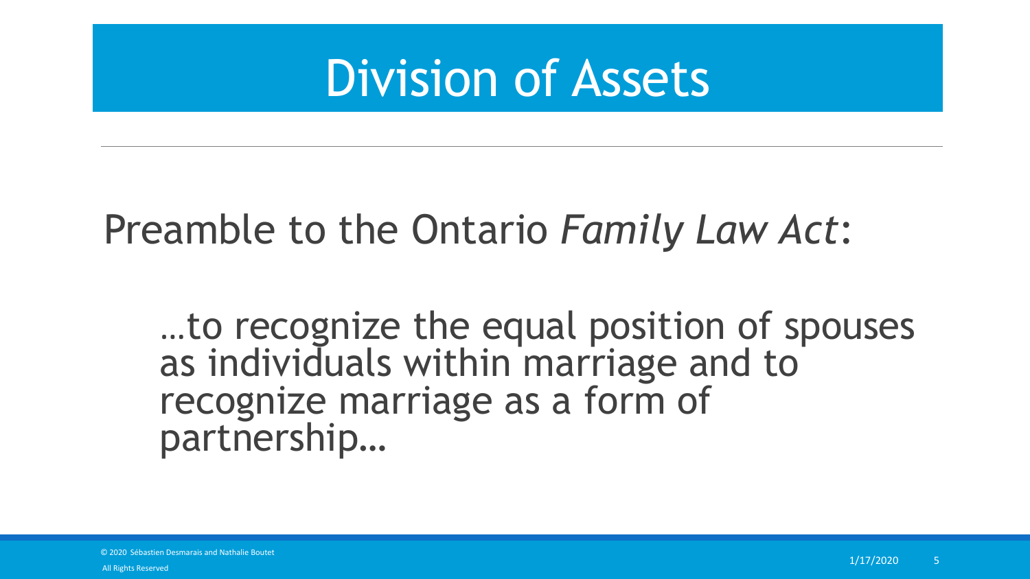# Division of Assets

Preamble to the Ontario *Family Law Act*:

> …to recognize the equal position of spouses as individuals within marriage and to recognize marriage as a form of partnership…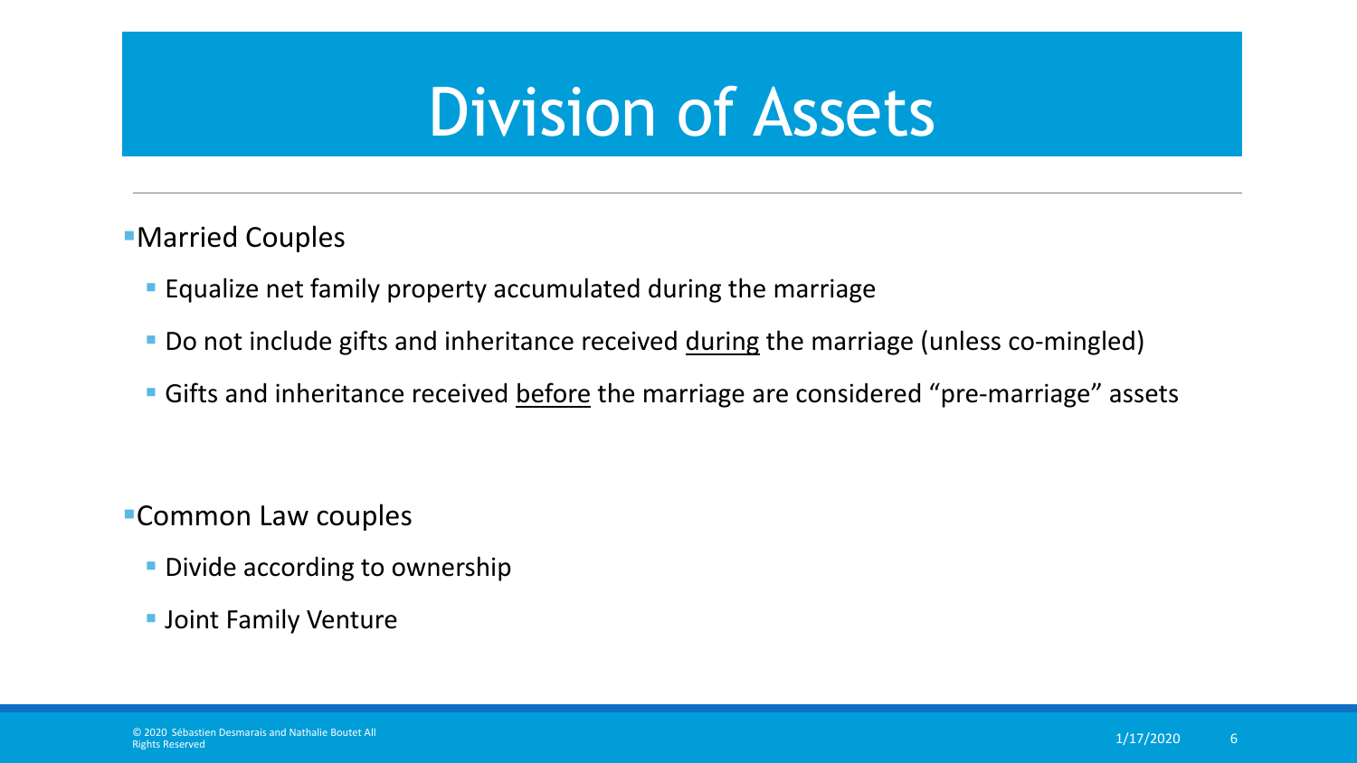# Division of Assets

- Married Couples
  - Equalize net family property accumulated during the marriage
  - Do not include gifts and inheritance received <u>during</u> the marriage (unless co-mingled)
  - Gifts and inheritance received <u>before</u> the marriage are considered "pre-marriage" assets

- Common Law couples
  - Divide according to ownership
  - Joint Family Venture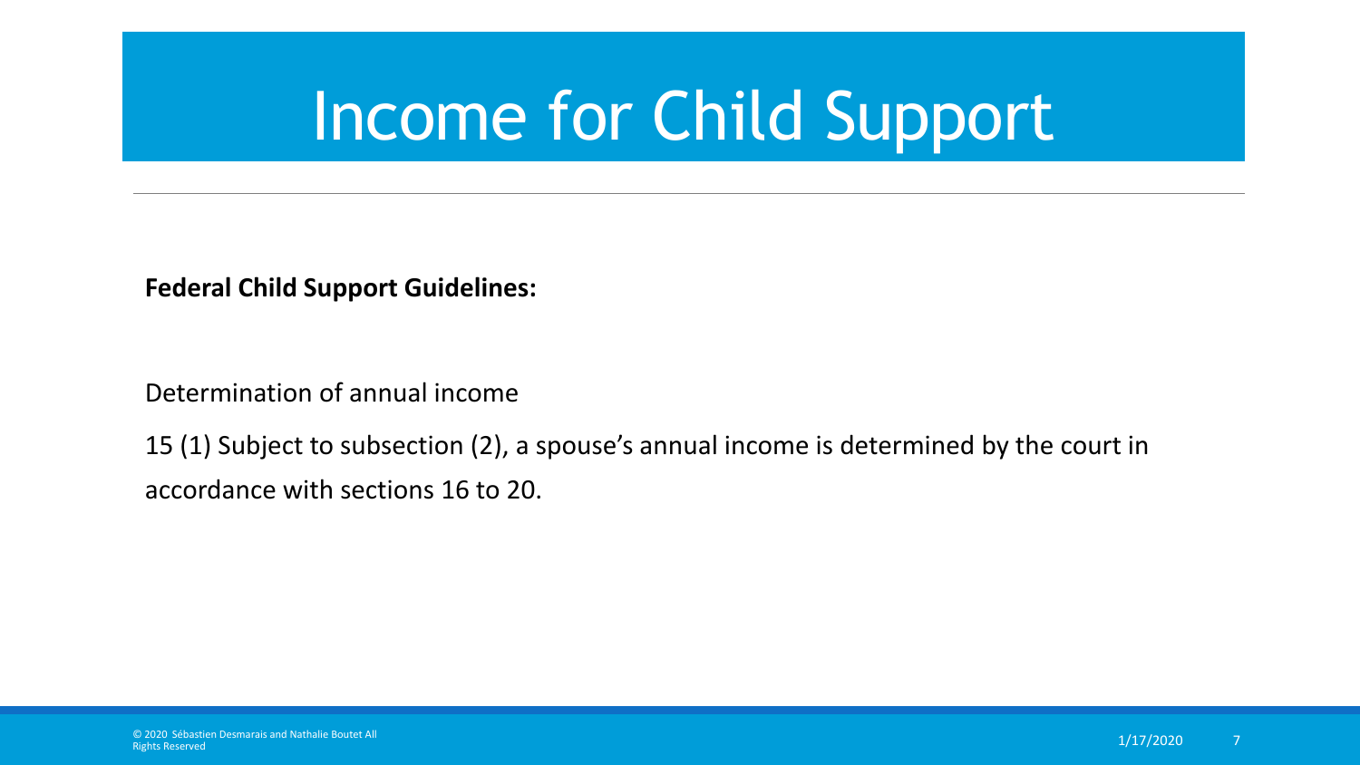# Income for Child Support

**Federal Child Support Guidelines:**

Determination of annual income

15 (1) Subject to subsection (2), a spouse's annual income is determined by the court in accordance with sections 16 to 20.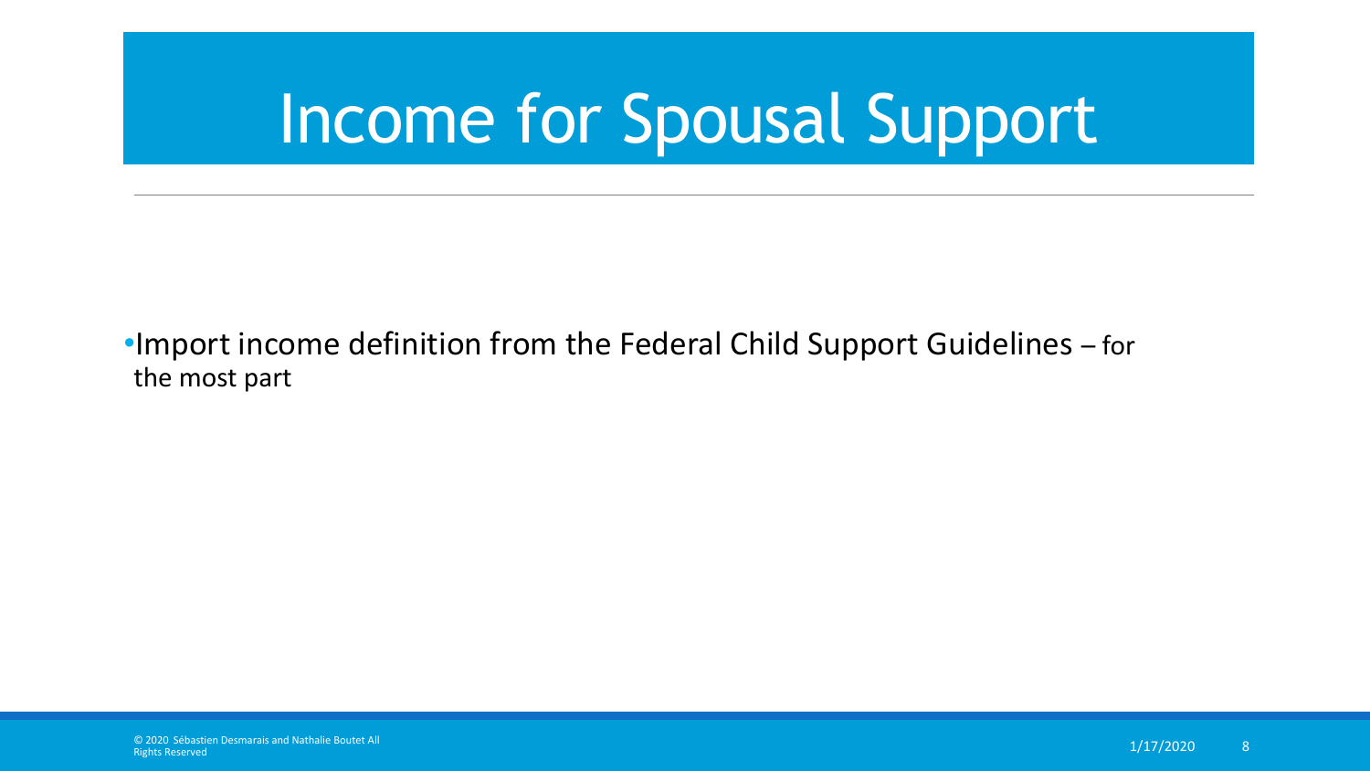# Income for Spousal Support

- Import income definition from the Federal Child Support Guidelines – for the most part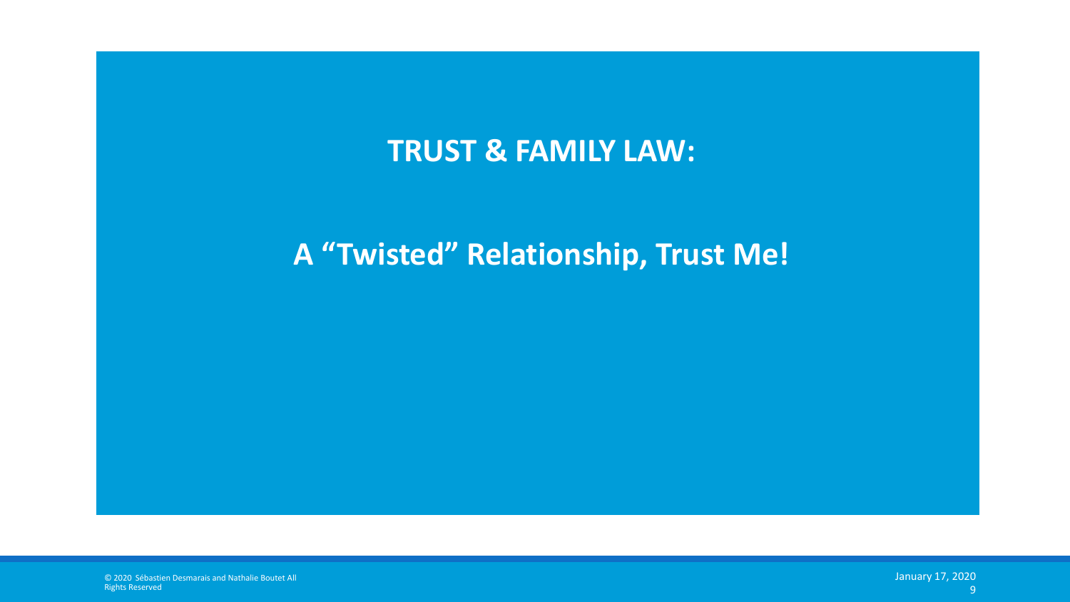# TRUST & FAMILY LAW:

## A “Twisted” Relationship, Trust Me!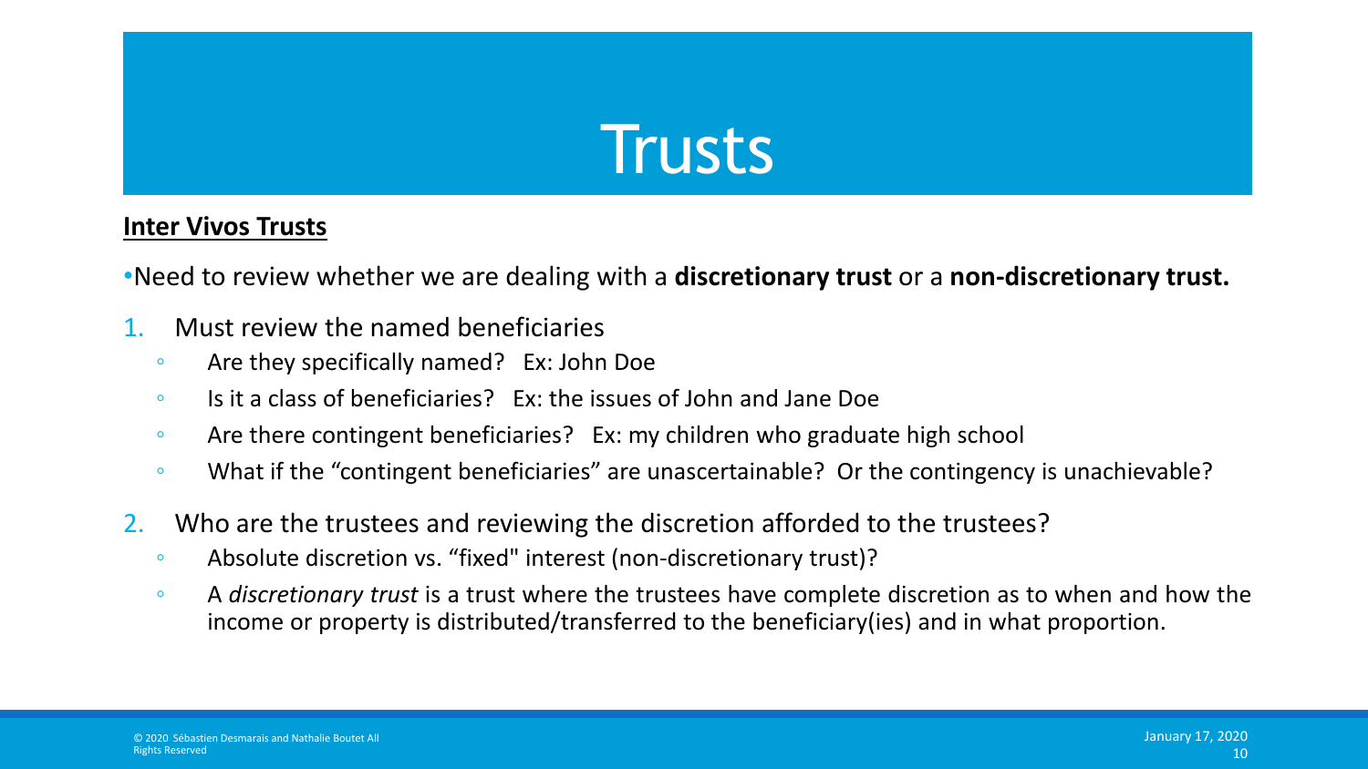# Trusts

**Inter Vivos Trusts**

- Need to review whether we are dealing with a **discretionary trust** or a **non-discretionary trust.**

1. Must review the named beneficiaries
   - Are they specifically named? Ex: John Doe
   - Is it a class of beneficiaries? Ex: the issues of John and Jane Doe
   - Are there contingent beneficiaries? Ex: my children who graduate high school
   - What if the “contingent beneficiaries” are unascertainable? Or the contingency is unachievable?
2. Who are the trustees and reviewing the discretion afforded to the trustees?
   - Absolute discretion vs. “fixed" interest (non-discretionary trust)?
   - A *discretionary trust* is a trust where the trustees have complete discretion as to when and how the income or property is distributed/transferred to the beneficiary(ies) and in what proportion.

© 2020 Sébastien Desmarais and Nathalie Boutet All Rights Reserved

January 17, 2020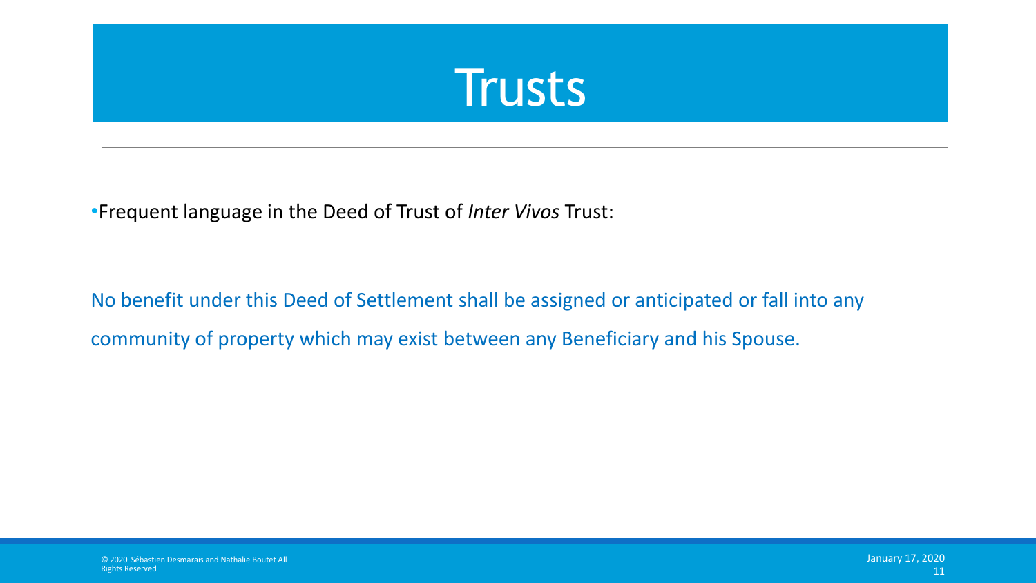# Trusts

- Frequent language in the Deed of Trust of *Inter Vivos* Trust:

No benefit under this Deed of Settlement shall be assigned or anticipated or fall into any community of property which may exist between any Beneficiary and his Spouse.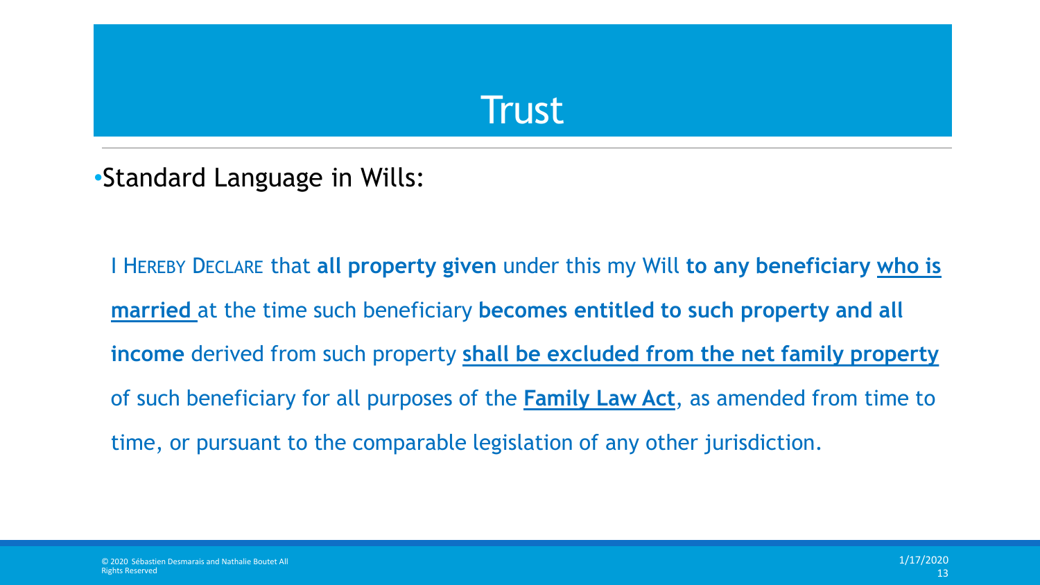# Trust

- Standard Language in Wills:

I HEREBY DECLARE that **all property given** under this my Will **to any beneficiary** <u>**who is married**</u> at the time such beneficiary **becomes entitled to such property and all income** derived from such property <u>**shall be excluded from the net family property**</u> of such beneficiary for all purposes of the <u>**Family Law Act**</u>, as amended from time to time, or pursuant to the comparable legislation of any other jurisdiction.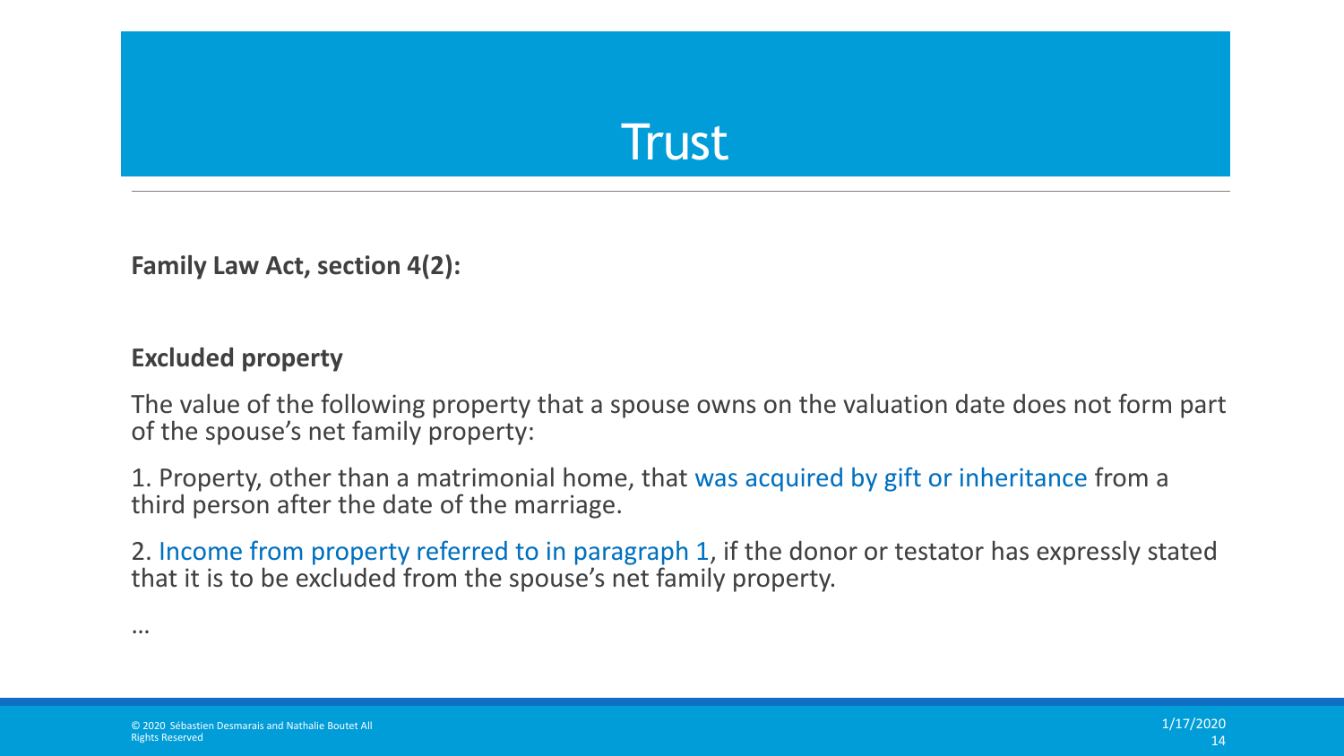# Trust

**Family Law Act, section 4(2):**

**Excluded property**

The value of the following property that a spouse owns on the valuation date does not form part of the spouse's net family property:

1. Property, other than a matrimonial home, that was acquired by gift or inheritance from a third person after the date of the marriage.

2. Income from property referred to in paragraph 1, if the donor or testator has expressly stated that it is to be excluded from the spouse's net family property.

…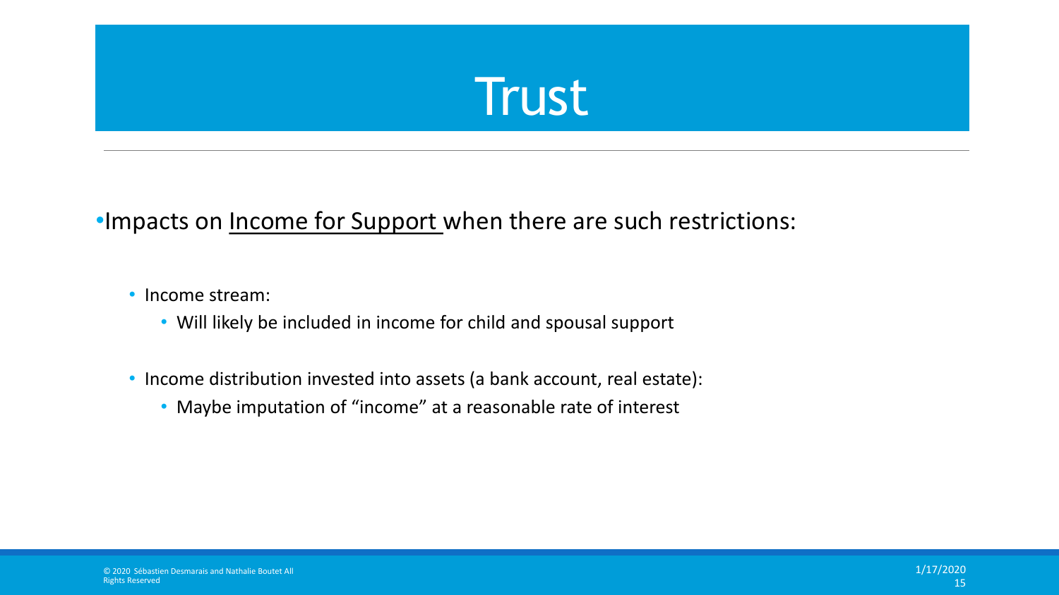# Trust

- Impacts on <u>Income for Support</u> when there are such restrictions:
  - Income stream:
    - Will likely be included in income for child and spousal support
  - Income distribution invested into assets (a bank account, real estate):
    - Maybe imputation of “income” at a reasonable rate of interest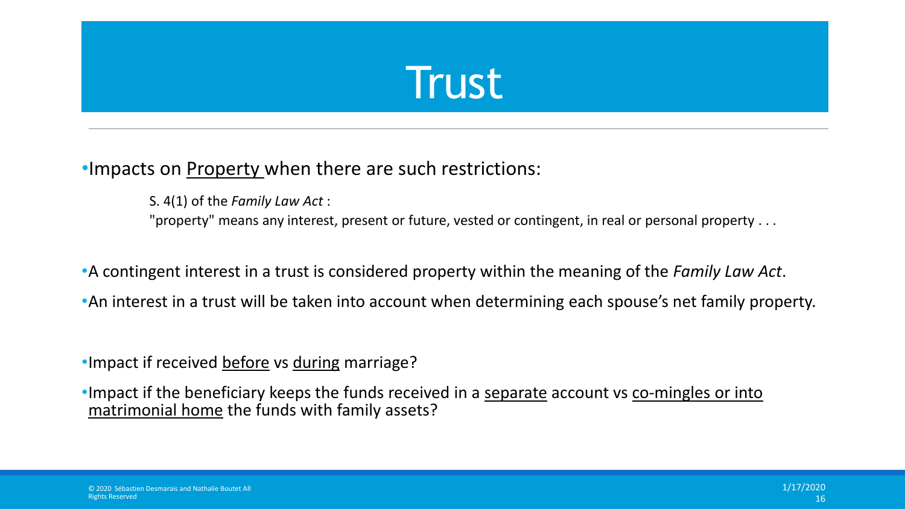# Trust

- Impacts on Property when there are such restrictions:

  S. 4(1) of the *Family Law Act* :
  "property" means any interest, present or future, vested or contingent, in real or personal property . . .

- A contingent interest in a trust is considered property within the meaning of the *Family Law Act*.
- An interest in a trust will be taken into account when determining each spouse's net family property.

- Impact if received before vs during marriage?
- Impact if the beneficiary keeps the funds received in a separate account vs co-mingles or into matrimonial home the funds with family assets?

© 2020 Sébastien Desmarais and Nathalie Boutet All Rights Reserved

1/17/2020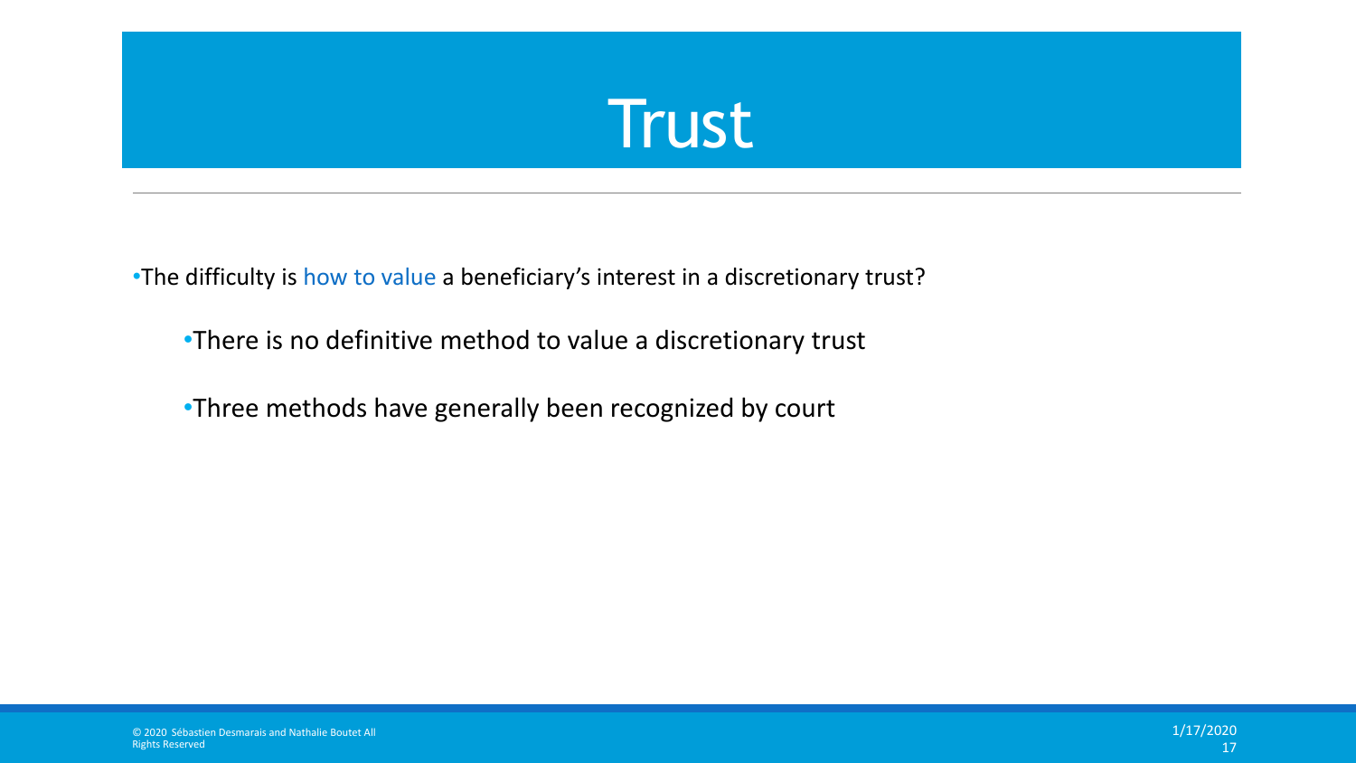# Trust

- The difficulty is how to value a beneficiary's interest in a discretionary trust?
  - There is no definitive method to value a discretionary trust
  - Three methods have generally been recognized by court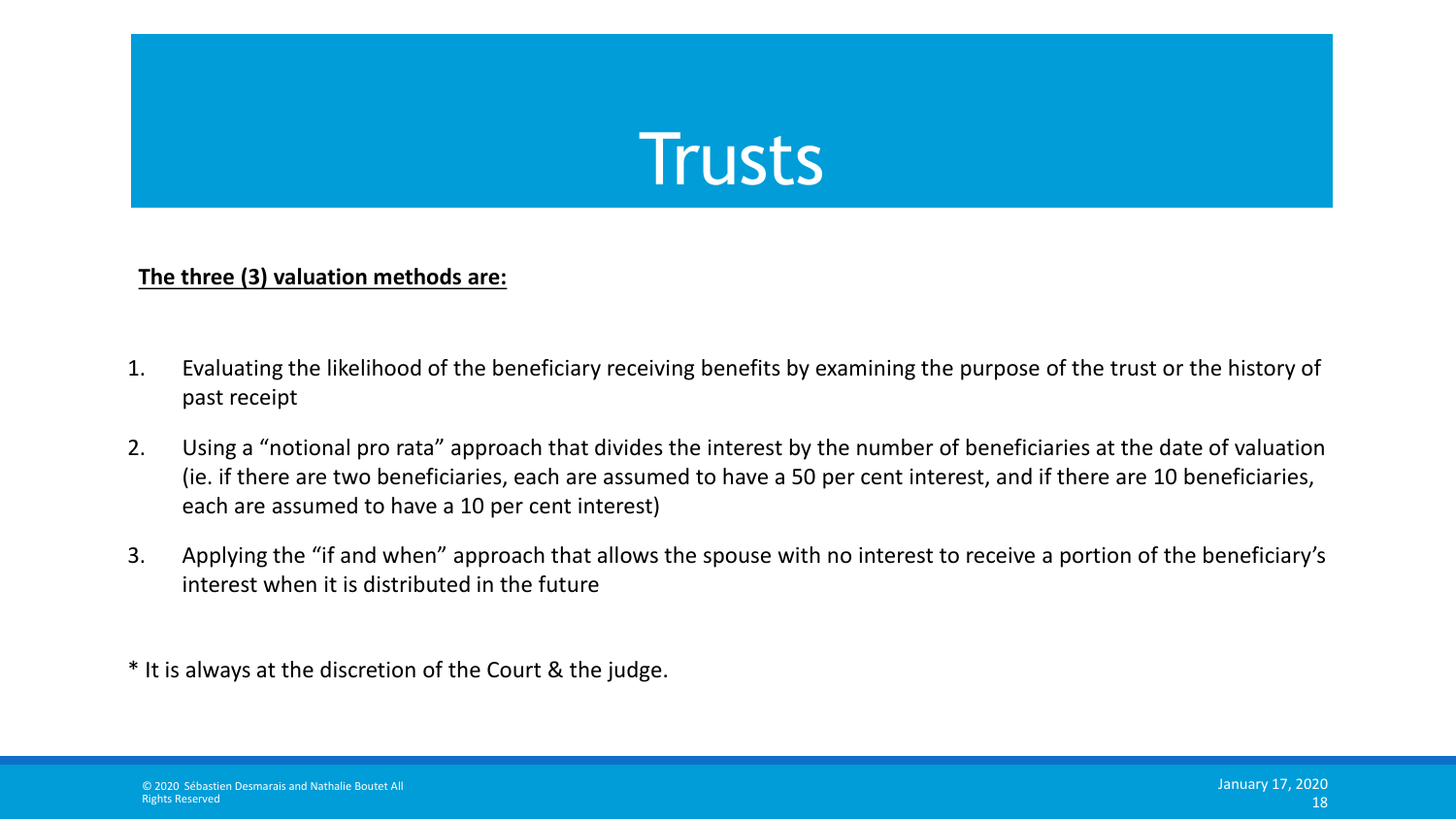# Trusts

**The three (3) valuation methods are:**

1. Evaluating the likelihood of the beneficiary receiving benefits by examining the purpose of the trust or the history of past receipt
2. Using a "notional pro rata" approach that divides the interest by the number of beneficiaries at the date of valuation (ie. if there are two beneficiaries, each are assumed to have a 50 per cent interest, and if there are 10 beneficiaries, each are assumed to have a 10 per cent interest)
3. Applying the "if and when" approach that allows the spouse with no interest to receive a portion of the beneficiary's interest when it is distributed in the future

* It is always at the discretion of the Court & the judge.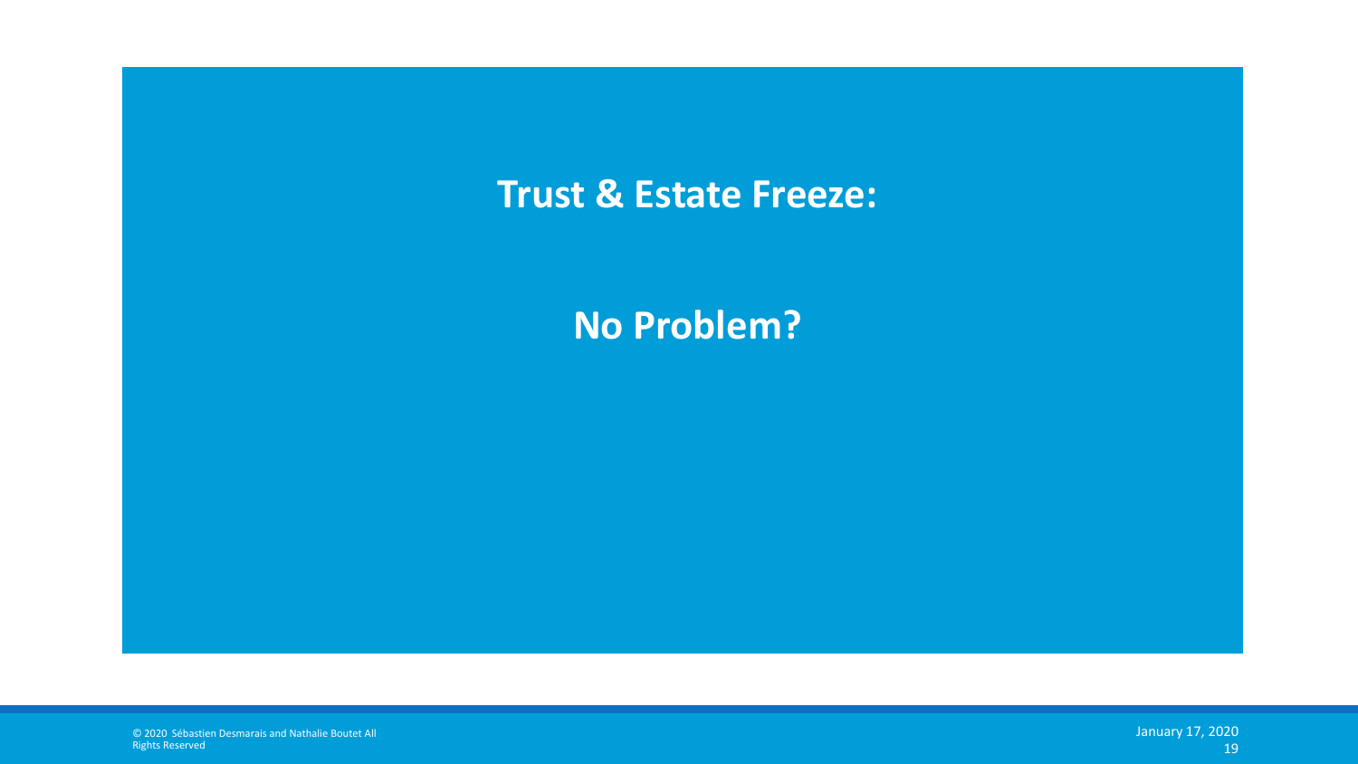# Trust & Estate Freeze:

# No Problem?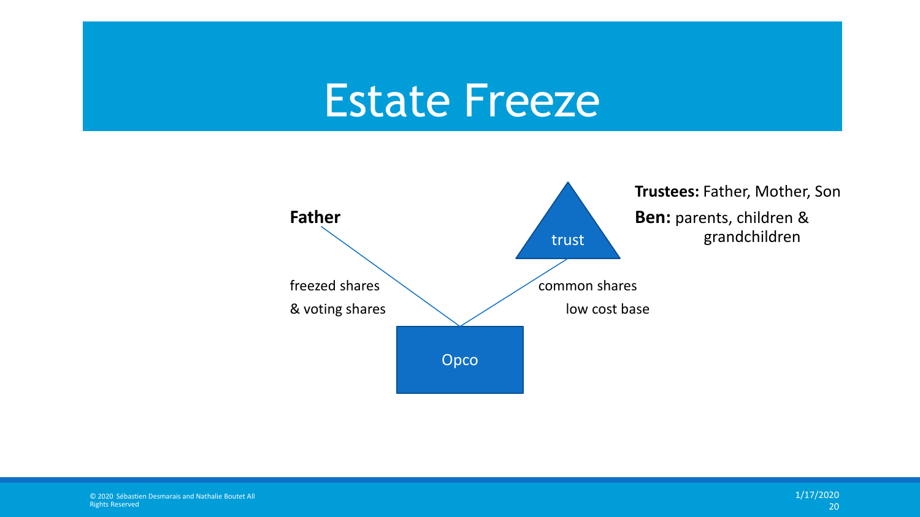# Estate Freeze

**Father**

freezed shares

& voting shares

trust

**Trustees:** Father, Mother, Son

**Ben:** parents, children & grandchildren

common shares

low cost base

Opco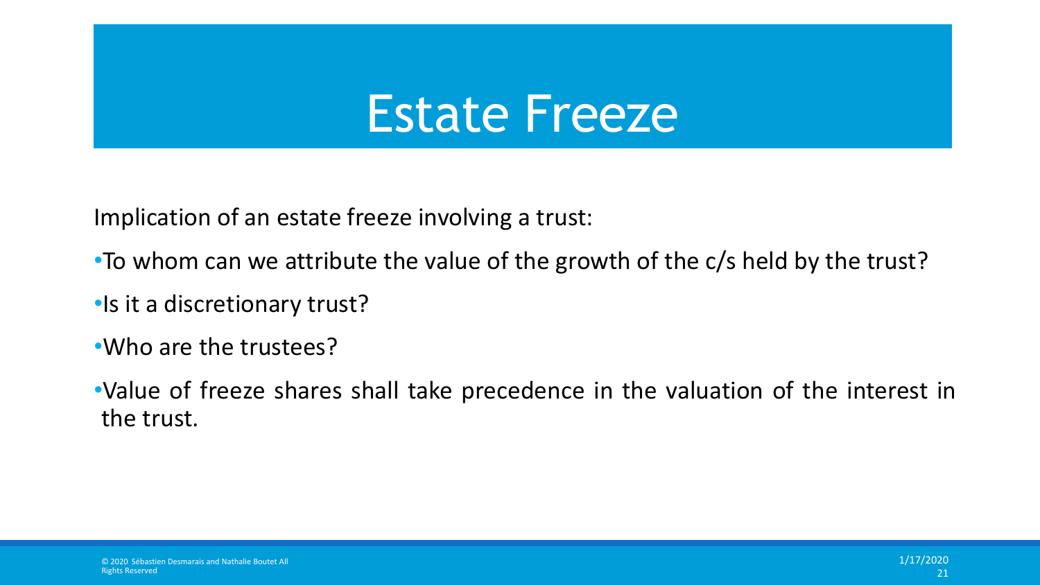# Estate Freeze

Implication of an estate freeze involving a trust:

- To whom can we attribute the value of the growth of the c/s held by the trust?
- Is it a discretionary trust?
- Who are the trustees?
- Value of freeze shares shall take precedence in the valuation of the interest in the trust.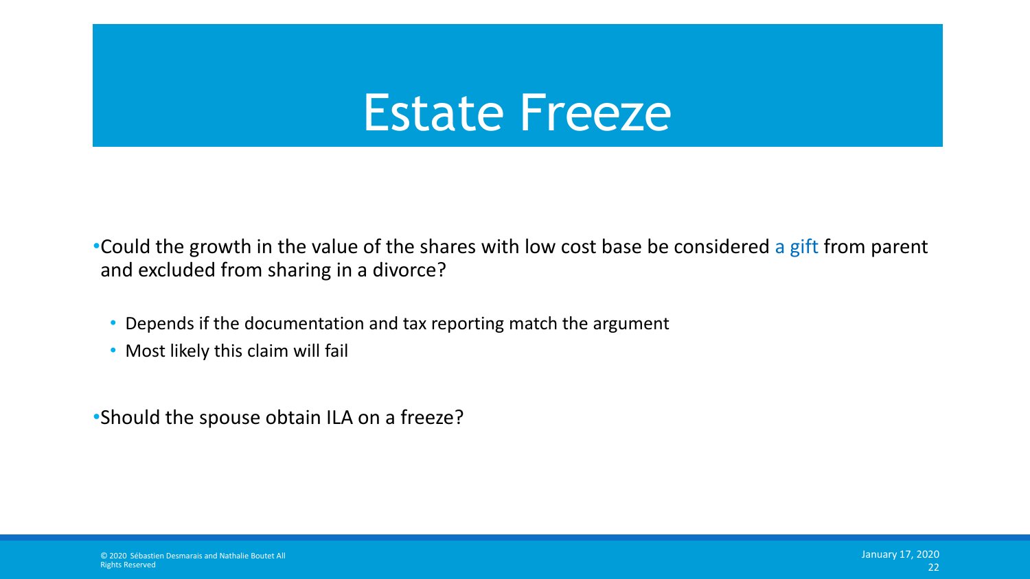# Estate Freeze

- Could the growth in the value of the shares with low cost base be considered a gift from parent and excluded from sharing in a divorce?
  - Depends if the documentation and tax reporting match the argument
  - Most likely this claim will fail

- Should the spouse obtain ILA on a freeze?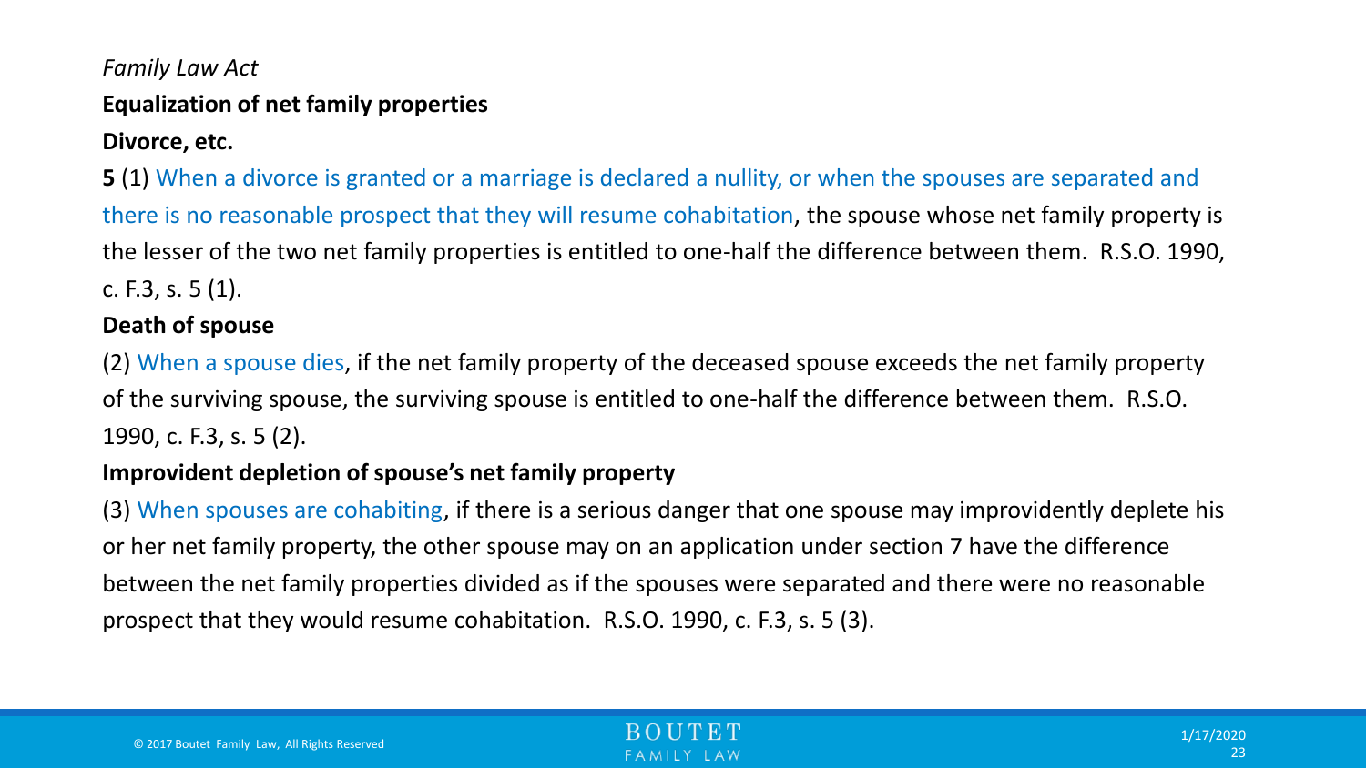*Family Law Act*

**Equalization of net family properties**

**Divorce, etc.**

**5** (1) When a divorce is granted or a marriage is declared a nullity, or when the spouses are separated and there is no reasonable prospect that they will resume cohabitation, the spouse whose net family property is the lesser of the two net family properties is entitled to one-half the difference between them. R.S.O. 1990, c. F.3, s. 5 (1).

**Death of spouse**

(2) When a spouse dies, if the net family property of the deceased spouse exceeds the net family property of the surviving spouse, the surviving spouse is entitled to one-half the difference between them. R.S.O. 1990, c. F.3, s. 5 (2).

**Improvident depletion of spouse's net family property**

(3) When spouses are cohabiting, if there is a serious danger that one spouse may improvidently deplete his or her net family property, the other spouse may on an application under section 7 have the difference between the net family properties divided as if the spouses were separated and there were no reasonable prospect that they would resume cohabitation. R.S.O. 1990, c. F.3, s. 5 (3).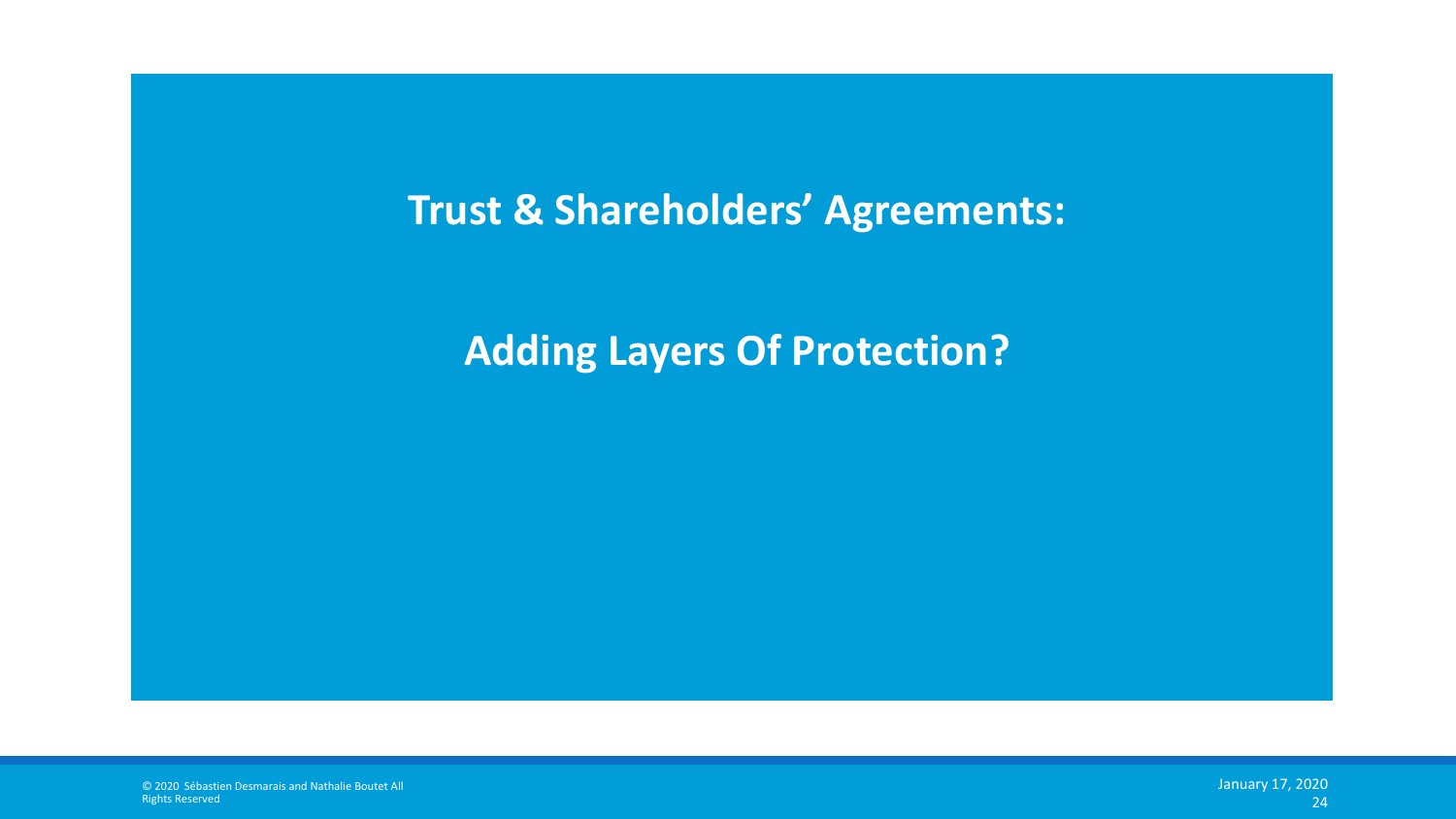# Trust & Shareholders' Agreements:

## Adding Layers Of Protection?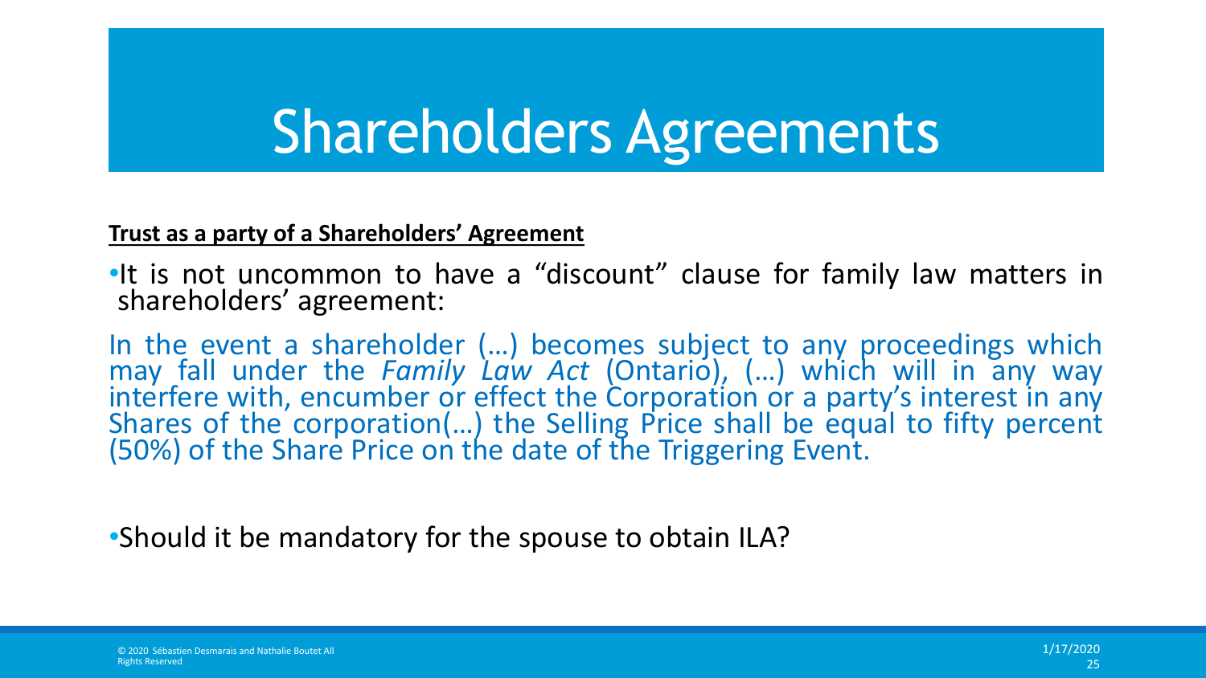# Shareholders Agreements

**Trust as a party of a Shareholders' Agreement**

- It is not uncommon to have a "discount" clause for family law matters in shareholders' agreement:

In the event a shareholder (…) becomes subject to any proceedings which may fall under the *Family Law Act* (Ontario), (…) which will in any way interfere with, encumber or effect the Corporation or a party's interest in any Shares of the corporation(…) the Selling Price shall be equal to fifty percent (50%) of the Share Price on the date of the Triggering Event.

- Should it be mandatory for the spouse to obtain ILA?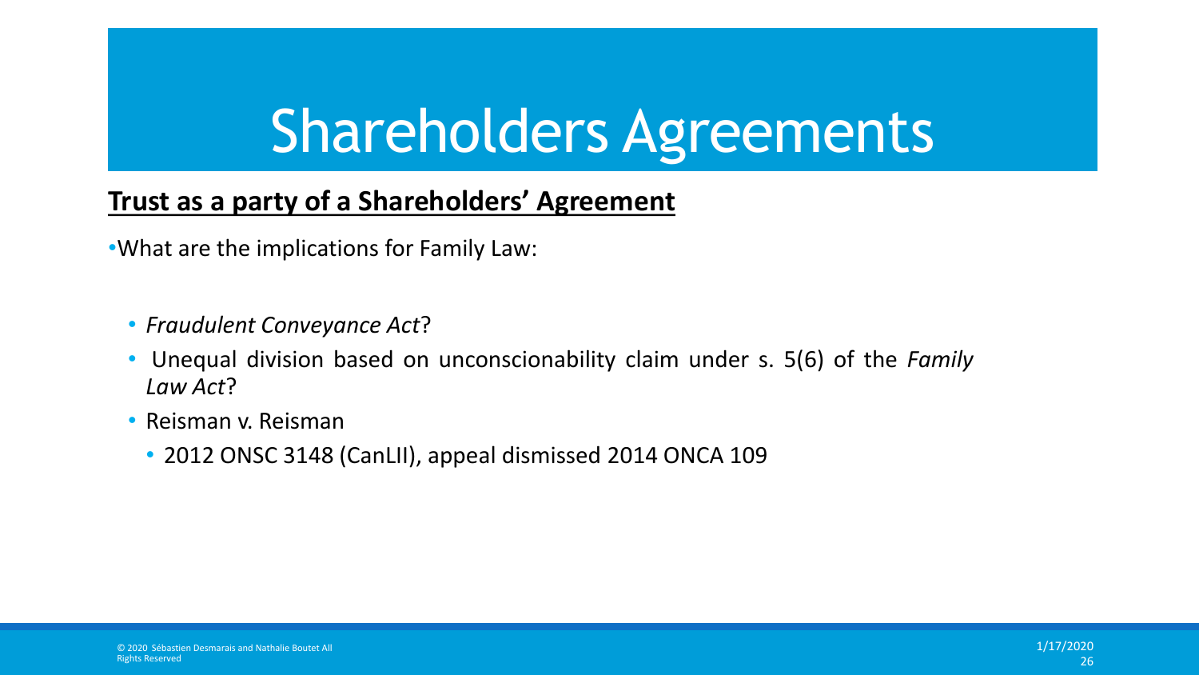# Shareholders Agreements

**Trust as a party of a Shareholders' Agreement**

- What are the implications for Family Law:
  - *Fraudulent Conveyance Act*?
  - Unequal division based on unconscionability claim under s. 5(6) of the *Family Law Act*?
  - Reisman v. Reisman
    - 2012 ONSC 3148 (CanLII), appeal dismissed 2014 ONCA 109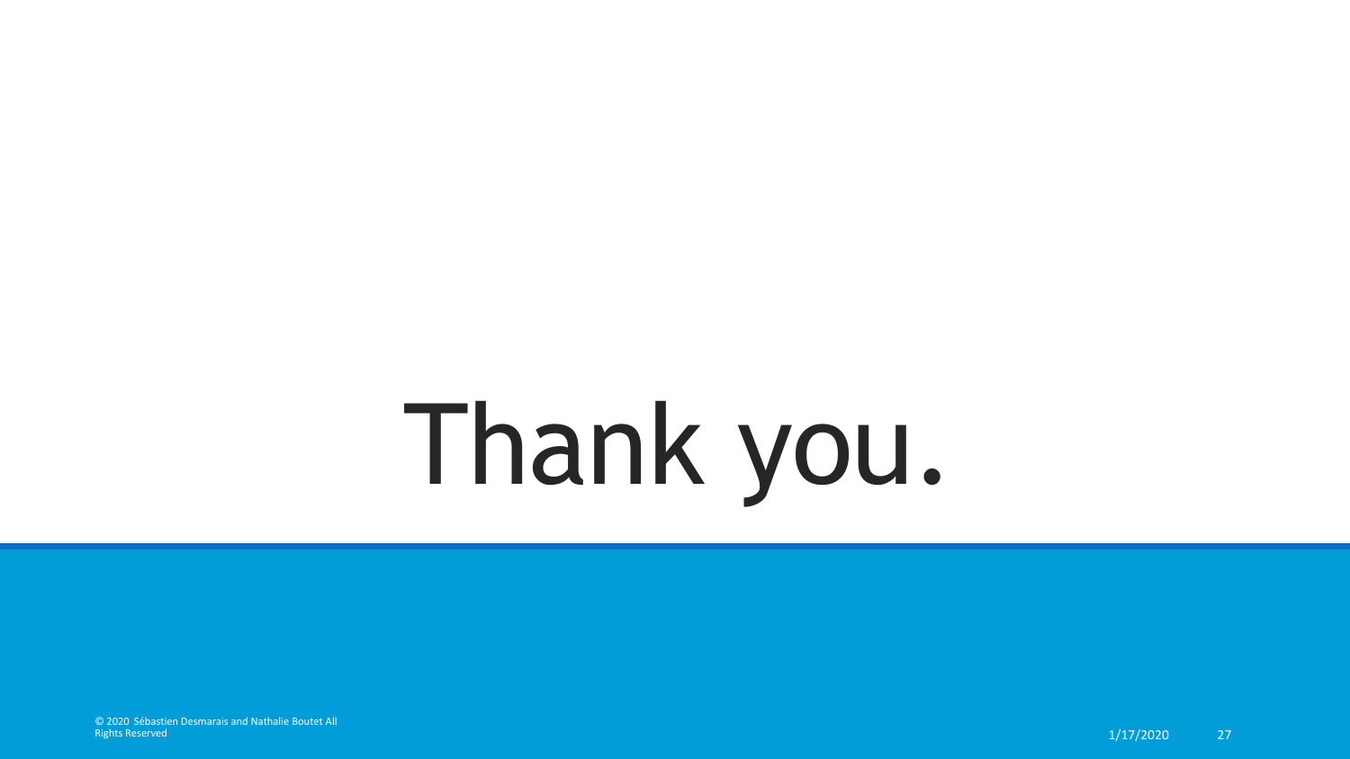# Thank you.